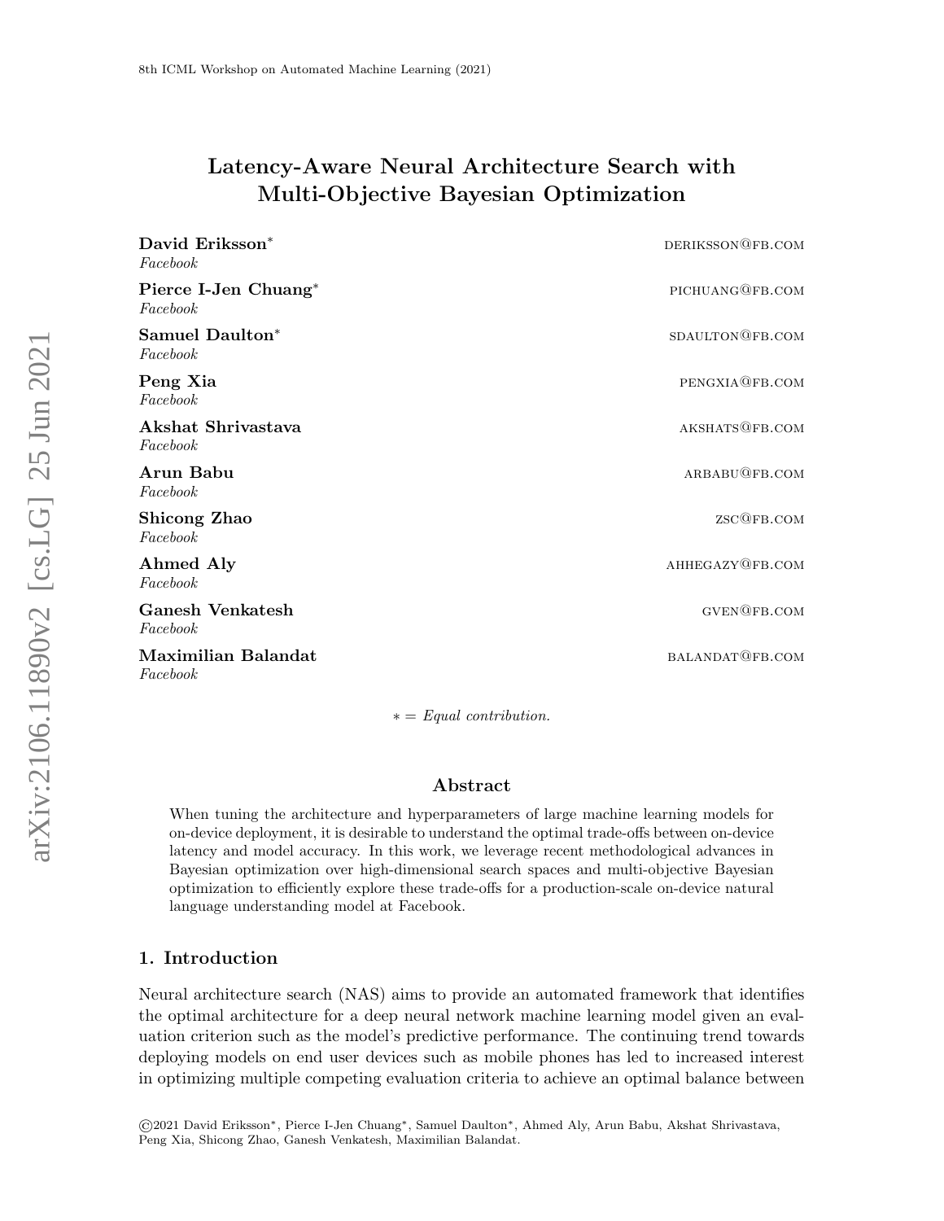# Latency-Aware Neural Architecture Search with Multi-Objective Bayesian Optimization

**David Eriksson*** DERIKSSON@FB.COM
*Facebook*

**Pierce I-Jen Chuang*** PICHUANG@FB.COM
*Facebook*

**Samuel Daulton*** SDAULTON@FB.COM
*Facebook*

**Peng Xia** PENGXIA@FB.COM
*Facebook*

**Akshat Shrivastava** AKSHATS@FB.COM
*Facebook*

**Arun Babu** ARBABU@FB.COM
*Facebook*

**Shicong Zhao** ZSC@FB.COM
*Facebook*

**Ahmed Aly** AHHEGAZY@FB.COM
*Facebook*

**Ganesh Venkatesh** GVEN@FB.COM
*Facebook*

**Maximilian Balandat** BALANDAT@FB.COM
*Facebook*

* = *Equal contribution.*

## Abstract

When tuning the architecture and hyperparameters of large machine learning models for on-device deployment, it is desirable to understand the optimal trade-offs between on-device latency and model accuracy. In this work, we leverage recent methodological advances in Bayesian optimization over high-dimensional search spaces and multi-objective Bayesian optimization to efficiently explore these trade-offs for a production-scale on-device natural language understanding model at Facebook.

## 1. Introduction

Neural architecture search (NAS) aims to provide an automated framework that identifies the optimal architecture for a deep neural network machine learning model given an evaluation criterion such as the model's predictive performance. The continuing trend towards deploying models on end user devices such as mobile phones has led to increased interest in optimizing multiple competing evaluation criteria to achieve an optimal balance between

©2021 David Eriksson*, Pierce I-Jen Chuang*, Samuel Daulton*, Ahmed Aly, Arun Babu, Akshat Shrivastava, Peng Xia, Shicong Zhao, Ganesh Venkatesh, Maximilian Balandat.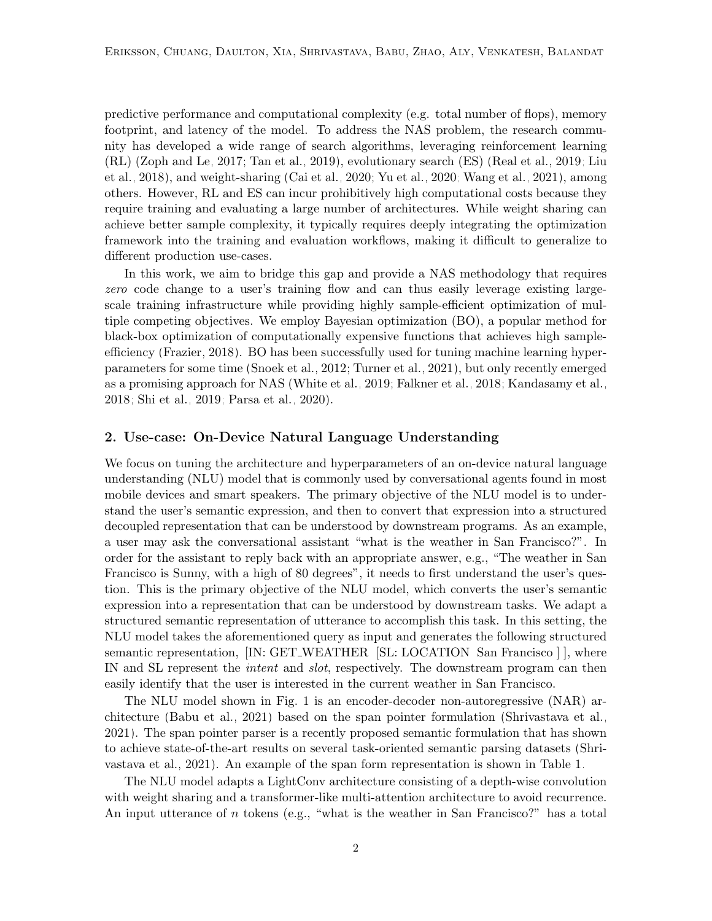predictive performance and computational complexity (e.g. total number of flops), memory footprint, and latency of the model. To address the NAS problem, the research community has developed a wide range of search algorithms, leveraging reinforcement learning (RL) (Zoph and Le, 2017; Tan et al., 2019), evolutionary search (ES) (Real et al., 2019; Liu et al., 2018), and weight-sharing (Cai et al., 2020; Yu et al., 2020; Wang et al., 2021), among others. However, RL and ES can incur prohibitively high computational costs because they require training and evaluating a large number of architectures. While weight sharing can achieve better sample complexity, it typically requires deeply integrating the optimization framework into the training and evaluation workflows, making it difficult to generalize to different production use-cases.

In this work, we aim to bridge this gap and provide a NAS methodology that requires *zero* code change to a user's training flow and can thus easily leverage existing large-scale training infrastructure while providing highly sample-efficient optimization of multiple competing objectives. We employ Bayesian optimization (BO), a popular method for black-box optimization of computationally expensive functions that achieves high sample-efficiency (Frazier, 2018). BO has been successfully used for tuning machine learning hyperparameters for some time (Snoek et al., 2012; Turner et al., 2021), but only recently emerged as a promising approach for NAS (White et al., 2019; Falkner et al., 2018; Kandasamy et al., 2018; Shi et al., 2019; Parsa et al., 2020).

## 2. Use-case: On-Device Natural Language Understanding

We focus on tuning the architecture and hyperparameters of an on-device natural language understanding (NLU) model that is commonly used by conversational agents found in most mobile devices and smart speakers. The primary objective of the NLU model is to understand the user's semantic expression, and then to convert that expression into a structured decoupled representation that can be understood by downstream programs. As an example, a user may ask the conversational assistant "what is the weather in San Francisco?". In order for the assistant to reply back with an appropriate answer, e.g., "The weather in San Francisco is Sunny, with a high of 80 degrees", it needs to first understand the user's question. This is the primary objective of the NLU model, which converts the user's semantic expression into a representation that can be understood by downstream tasks. We adapt a structured semantic representation of utterance to accomplish this task. In this setting, the NLU model takes the aforementioned query as input and generates the following structured semantic representation, [IN: GET_WEATHER [SL: LOCATION San Francisco ] ], where IN and SL represent the *intent* and *slot*, respectively. The downstream program can then easily identify that the user is interested in the current weather in San Francisco.

The NLU model shown in Fig. 1 is an encoder-decoder non-autoregressive (NAR) architecture (Babu et al., 2021) based on the span pointer formulation (Shrivastava et al., 2021). The span pointer parser is a recently proposed semantic formulation that has shown to achieve state-of-the-art results on several task-oriented semantic parsing datasets (Shrivastava et al., 2021). An example of the span form representation is shown in Table 1.

The NLU model adapts a LightConv architecture consisting of a depth-wise convolution with weight sharing and a transformer-like multi-attention architecture to avoid recurrence. An input utterance of $n$ tokens (e.g., "what is the weather in San Francisco?" has a total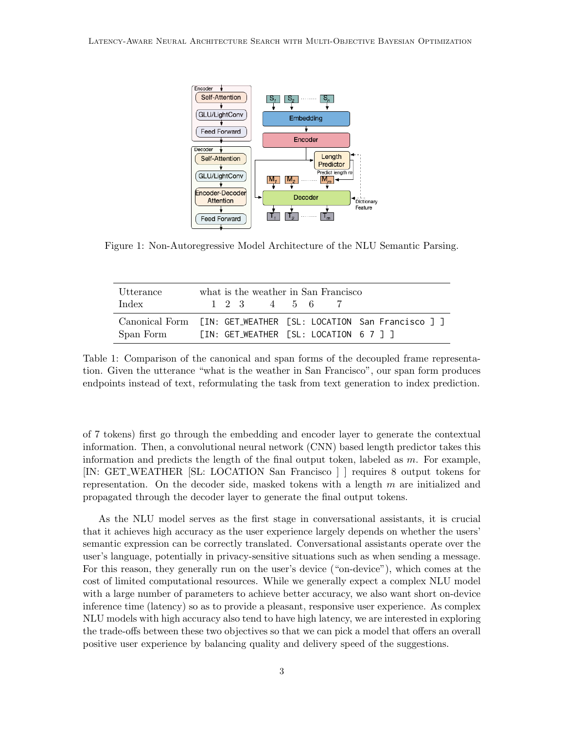Figure 1: Non-Autoregressive Model Architecture of the NLU Semantic Parsing.

| Utterance | what is the weather in San Francisco |
|---|---|
| Index | 1 2 3 4 5 6 7 |
| Canonical Form | `[IN: GET_WEATHER [SL: LOCATION San Francisco ] ]` |
| Span Form | `[IN: GET_WEATHER [SL: LOCATION 6 7 ] ]` |

Table 1: Comparison of the canonical and span forms of the decoupled frame representation. Given the utterance "what is the weather in San Francisco", our span form produces endpoints instead of text, reformulating the task from text generation to index prediction.

of 7 tokens) first go through the embedding and encoder layer to generate the contextual information. Then, a convolutional neural network (CNN) based length predictor takes this information and predicts the length of the final output token, labeled as $m$. For example, [IN: GET_WEATHER [SL: LOCATION San Francisco ] ] requires 8 output tokens for representation. On the decoder side, masked tokens with a length $m$ are initialized and propagated through the decoder layer to generate the final output tokens.

As the NLU model serves as the first stage in conversational assistants, it is crucial that it achieves high accuracy as the user experience largely depends on whether the users' semantic expression can be correctly translated. Conversational assistants operate over the user's language, potentially in privacy-sensitive situations such as when sending a message. For this reason, they generally run on the user's device ("on-device"), which comes at the cost of limited computational resources. While we generally expect a complex NLU model with a large number of parameters to achieve better accuracy, we also want short on-device inference time (latency) so as to provide a pleasant, responsive user experience. As complex NLU models with high accuracy also tend to have high latency, we are interested in exploring the trade-offs between these two objectives so that we can pick a model that offers an overall positive user experience by balancing quality and delivery speed of the suggestions.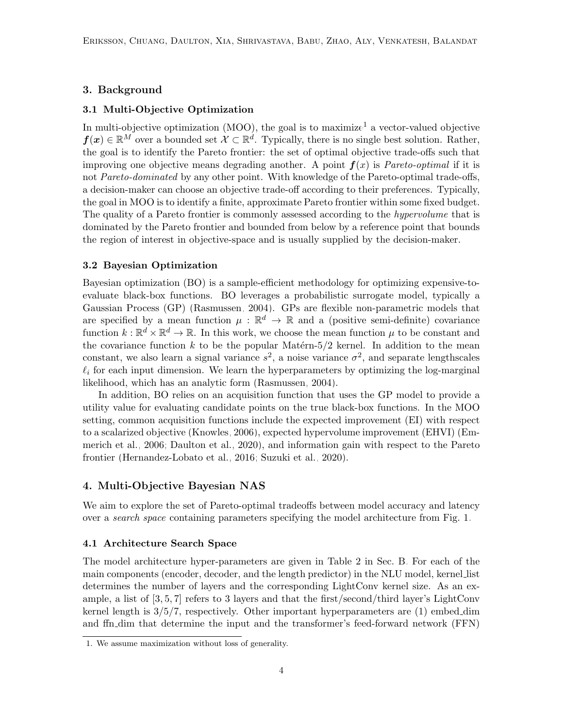## 3. Background

### 3.1 Multi-Objective Optimization

In multi-objective optimization (MOO), the goal is to maximize[1] a vector-valued objective $\boldsymbol{f}(\boldsymbol{x}) \in \mathbb{R}^M$ over a bounded set $\mathcal{X} \subset \mathbb{R}^d$. Typically, there is no single best solution. Rather, the goal is to identify the Pareto frontier: the set of optimal objective trade-offs such that improving one objective means degrading another. A point $\boldsymbol{f}(x)$ is *Pareto-optimal* if it is not *Pareto-dominated* by any other point. With knowledge of the Pareto-optimal trade-offs, a decision-maker can choose an objective trade-off according to their preferences. Typically, the goal in MOO is to identify a finite, approximate Pareto frontier within some fixed budget. The quality of a Pareto frontier is commonly assessed according to the *hypervolume* that is dominated by the Pareto frontier and bounded from below by a reference point that bounds the region of interest in objective-space and is usually supplied by the decision-maker.

### 3.2 Bayesian Optimization

Bayesian optimization (BO) is a sample-efficient methodology for optimizing expensive-to-evaluate black-box functions. BO leverages a probabilistic surrogate model, typically a Gaussian Process (GP) (Rasmussen, 2004). GPs are flexible non-parametric models that are specified by a mean function $\mu : \mathbb{R}^d \to \mathbb{R}$ and a (positive semi-definite) covariance function $k : \mathbb{R}^d \times \mathbb{R}^d \to \mathbb{R}$. In this work, we choose the mean function $\mu$ to be constant and the covariance function $k$ to be the popular Matérn-5/2 kernel. In addition to the mean constant, we also learn a signal variance $s^2$, a noise variance $\sigma^2$, and separate lengthscales $\ell_i$ for each input dimension. We learn the hyperparameters by optimizing the log-marginal likelihood, which has an analytic form (Rasmussen, 2004).

In addition, BO relies on an acquisition function that uses the GP model to provide a utility value for evaluating candidate points on the true black-box functions. In the MOO setting, common acquisition functions include the expected improvement (EI) with respect to a scalarized objective (Knowles, 2006), expected hypervolume improvement (EHVI) (Emmerich et al., 2006; Daulton et al., 2020), and information gain with respect to the Pareto frontier (Hernandez-Lobato et al., 2016; Suzuki et al., 2020).

## 4. Multi-Objective Bayesian NAS

We aim to explore the set of Pareto-optimal tradeoffs between model accuracy and latency over a *search space* containing parameters specifying the model architecture from Fig. 1.

### 4.1 Architecture Search Space

The model architecture hyper-parameters are given in Table 2 in Sec. B. For each of the main components (encoder, decoder, and the length predictor) in the NLU model, kernel_list determines the number of layers and the corresponding LightConv kernel size. As an example, a list of $[3, 5, 7]$ refers to 3 layers and that the first/second/third layer's LightConv kernel length is 3/5/7, respectively. Other important hyperparameters are (1) embed_dim and ffn_dim that determine the input and the transformer's feed-forward network (FFN)

1. We assume maximization without loss of generality.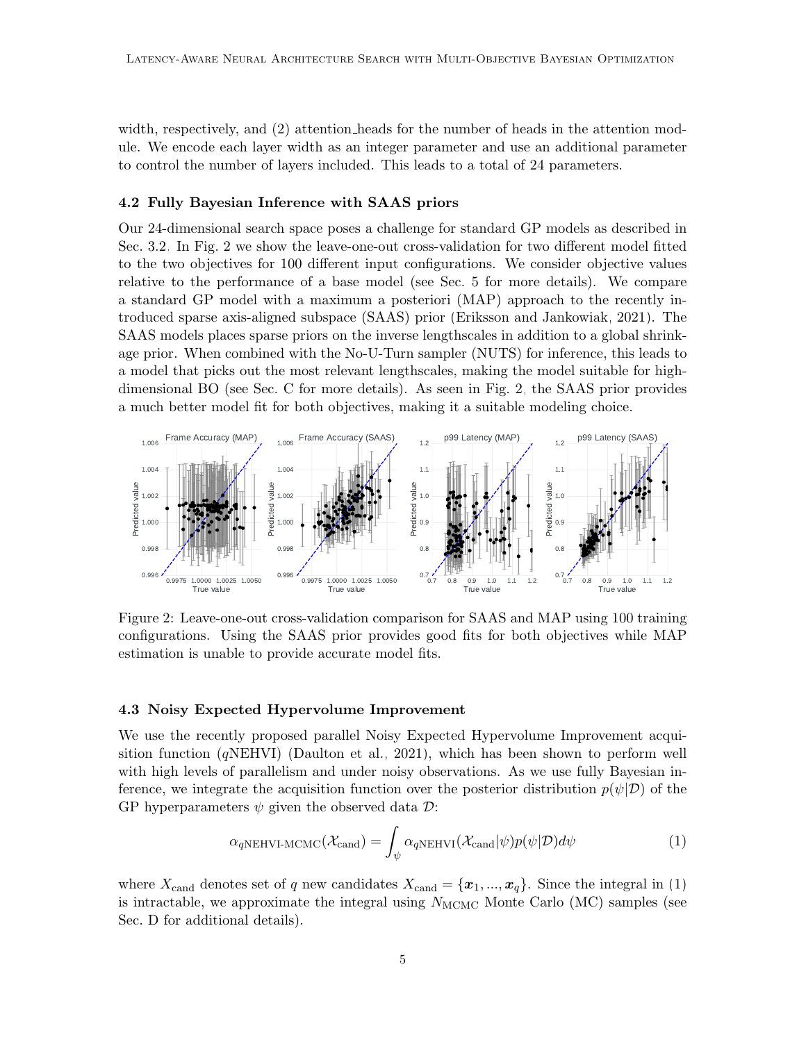width, respectively, and (2) attention_heads for the number of heads in the attention module. We encode each layer width as an integer parameter and use an additional parameter to control the number of layers included. This leads to a total of 24 parameters.

### 4.2 Fully Bayesian Inference with SAAS priors

Our 24-dimensional search space poses a challenge for standard GP models as described in Sec. 3.2. In Fig. 2 we show the leave-one-out cross-validation for two different model fitted to the two objectives for 100 different input configurations. We consider objective values relative to the performance of a base model (see Sec. 5 for more details). We compare a standard GP model with a maximum a posteriori (MAP) approach to the recently introduced sparse axis-aligned subspace (SAAS) prior (Eriksson and Jankowiak, 2021). The SAAS models places sparse priors on the inverse lengthscales in addition to a global shrinkage prior. When combined with the No-U-Turn sampler (NUTS) for inference, this leads to a model that picks out the most relevant lengthscales, making the model suitable for high-dimensional BO (see Sec. C for more details). As seen in Fig. 2, the SAAS prior provides a much better model fit for both objectives, making it a suitable modeling choice.

Figure 2: Leave-one-out cross-validation comparison for SAAS and MAP using 100 training configurations. Using the SAAS prior provides good fits for both objectives while MAP estimation is unable to provide accurate model fits.

### 4.3 Noisy Expected Hypervolume Improvement

We use the recently proposed parallel Noisy Expected Hypervolume Improvement acquisition function ($q$NEHVI) (Daulton et al., 2021), which has been shown to perform well with high levels of parallelism and under noisy observations. As we use fully Bayesian inference, we integrate the acquisition function over the posterior distribution $p(\psi|\mathcal{D})$ of the GP hyperparameters $\psi$ given the observed data $\mathcal{D}$:

$$\alpha_{q\text{NEHVI-MCMC}}(\mathcal{X}_{\text{cand}}) = \int_{\psi} \alpha_{q\text{NEHVI}}(\mathcal{X}_{\text{cand}}|\psi) p(\psi|\mathcal{D}) d\psi \tag{1}$$

where $X_{\text{cand}}$ denotes set of $q$ new candidates $X_{\text{cand}} = \{\boldsymbol{x}_1, ..., \boldsymbol{x}_q\}$. Since the integral in (1) is intractable, we approximate the integral using $N_{\text{MCMC}}$ Monte Carlo (MC) samples (see Sec. D for additional details).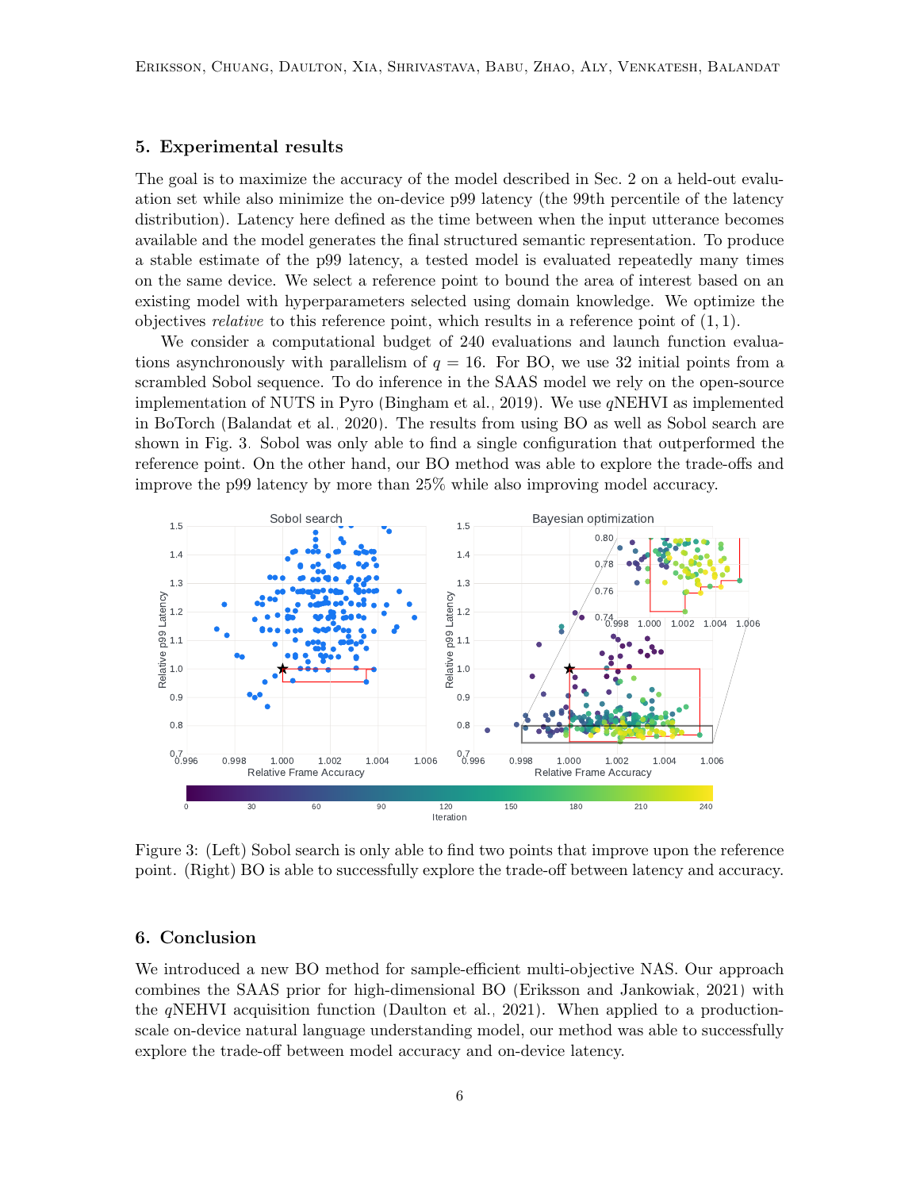## 5. Experimental results

The goal is to maximize the accuracy of the model described in Sec. 2 on a held-out evaluation set while also minimize the on-device p99 latency (the 99th percentile of the latency distribution). Latency here defined as the time between when the input utterance becomes available and the model generates the final structured semantic representation. To produce a stable estimate of the p99 latency, a tested model is evaluated repeatedly many times on the same device. We select a reference point to bound the area of interest based on an existing model with hyperparameters selected using domain knowledge. We optimize the objectives *relative* to this reference point, which results in a reference point of $(1, 1)$.

We consider a computational budget of 240 evaluations and launch function evaluations asynchronously with parallelism of $q = 16$. For BO, we use 32 initial points from a scrambled Sobol sequence. To do inference in the SAAS model we rely on the open-source implementation of NUTS in Pyro (Bingham et al., 2019). We use $q$NEHVI as implemented in BoTorch (Balandat et al., 2020). The results from using BO as well as Sobol search are shown in Fig. 3. Sobol was only able to find a single configuration that outperformed the reference point. On the other hand, our BO method was able to explore the trade-offs and improve the p99 latency by more than 25% while also improving model accuracy.

Figure 3: (Left) Sobol search is only able to find two points that improve upon the reference point. (Right) BO is able to successfully explore the trade-off between latency and accuracy.

## 6. Conclusion

We introduced a new BO method for sample-efficient multi-objective NAS. Our approach combines the SAAS prior for high-dimensional BO (Eriksson and Jankowiak, 2021) with the $q$NEHVI acquisition function (Daulton et al., 2021). When applied to a production-scale on-device natural language understanding model, our method was able to successfully explore the trade-off between model accuracy and on-device latency.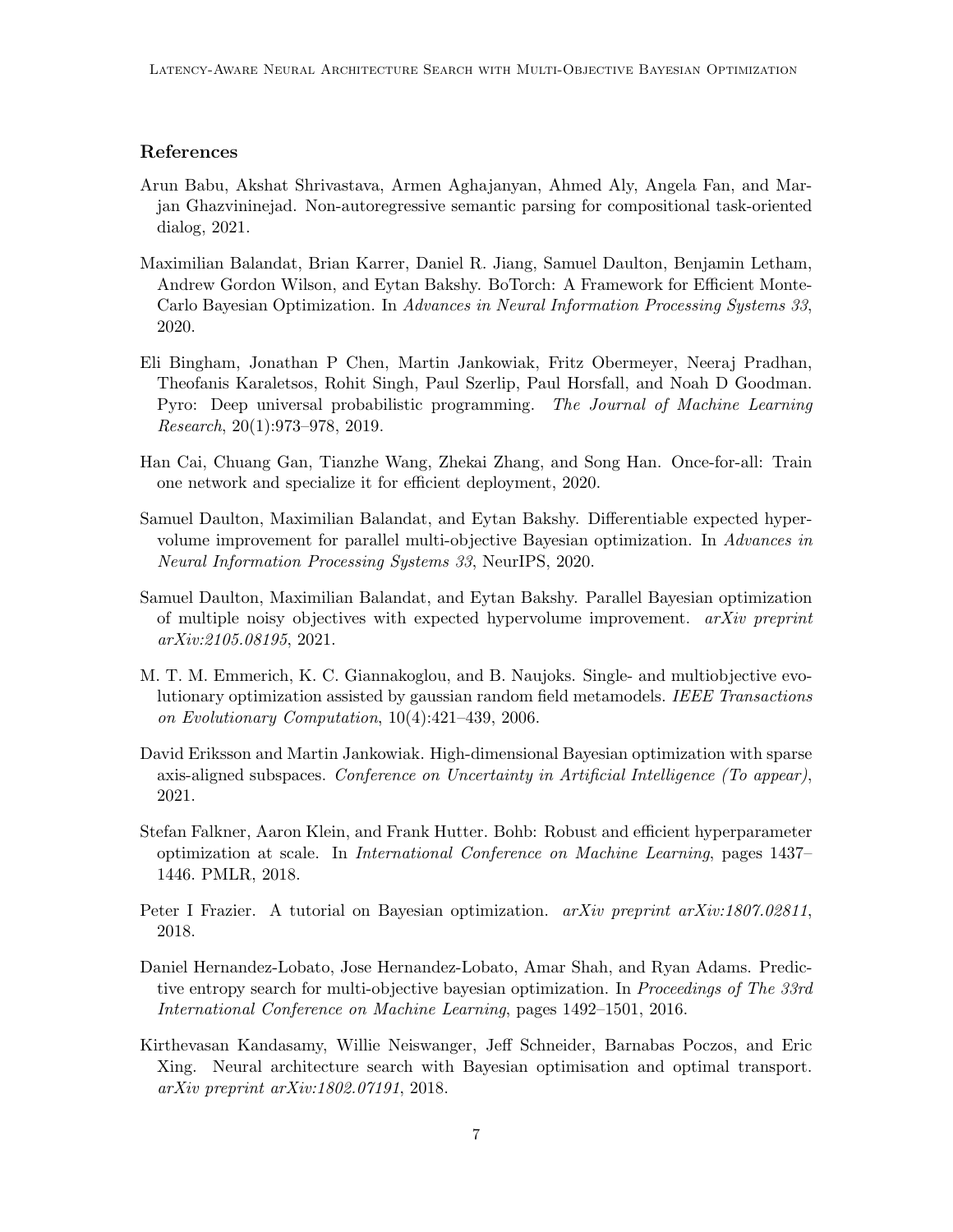## References

Arun Babu, Akshat Shrivastava, Armen Aghajanyan, Ahmed Aly, Angela Fan, and Marjan Ghazvininejad. Non-autoregressive semantic parsing for compositional task-oriented dialog, 2021.

Maximilian Balandat, Brian Karrer, Daniel R. Jiang, Samuel Daulton, Benjamin Letham, Andrew Gordon Wilson, and Eytan Bakshy. BoTorch: A Framework for Efficient Monte-Carlo Bayesian Optimization. In *Advances in Neural Information Processing Systems 33*, 2020.

Eli Bingham, Jonathan P Chen, Martin Jankowiak, Fritz Obermeyer, Neeraj Pradhan, Theofanis Karaletsos, Rohit Singh, Paul Szerlip, Paul Horsfall, and Noah D Goodman. Pyro: Deep universal probabilistic programming. *The Journal of Machine Learning Research*, 20(1):973–978, 2019.

Han Cai, Chuang Gan, Tianzhe Wang, Zhekai Zhang, and Song Han. Once-for-all: Train one network and specialize it for efficient deployment, 2020.

Samuel Daulton, Maximilian Balandat, and Eytan Bakshy. Differentiable expected hypervolume improvement for parallel multi-objective Bayesian optimization. In *Advances in Neural Information Processing Systems 33*, NeurIPS, 2020.

Samuel Daulton, Maximilian Balandat, and Eytan Bakshy. Parallel Bayesian optimization of multiple noisy objectives with expected hypervolume improvement. *arXiv preprint arXiv:2105.08195*, 2021.

M. T. M. Emmerich, K. C. Giannakoglou, and B. Naujoks. Single- and multiobjective evolutionary optimization assisted by gaussian random field metamodels. *IEEE Transactions on Evolutionary Computation*, 10(4):421–439, 2006.

David Eriksson and Martin Jankowiak. High-dimensional Bayesian optimization with sparse axis-aligned subspaces. *Conference on Uncertainty in Artificial Intelligence (To appear)*, 2021.

Stefan Falkner, Aaron Klein, and Frank Hutter. Bohb: Robust and efficient hyperparameter optimization at scale. In *International Conference on Machine Learning*, pages 1437–1446. PMLR, 2018.

Peter I Frazier. A tutorial on Bayesian optimization. *arXiv preprint arXiv:1807.02811*, 2018.

Daniel Hernandez-Lobato, Jose Hernandez-Lobato, Amar Shah, and Ryan Adams. Predictive entropy search for multi-objective bayesian optimization. In *Proceedings of The 33rd International Conference on Machine Learning*, pages 1492–1501, 2016.

Kirthevasan Kandasamy, Willie Neiswanger, Jeff Schneider, Barnabas Poczos, and Eric Xing. Neural architecture search with Bayesian optimisation and optimal transport. *arXiv preprint arXiv:1802.07191*, 2018.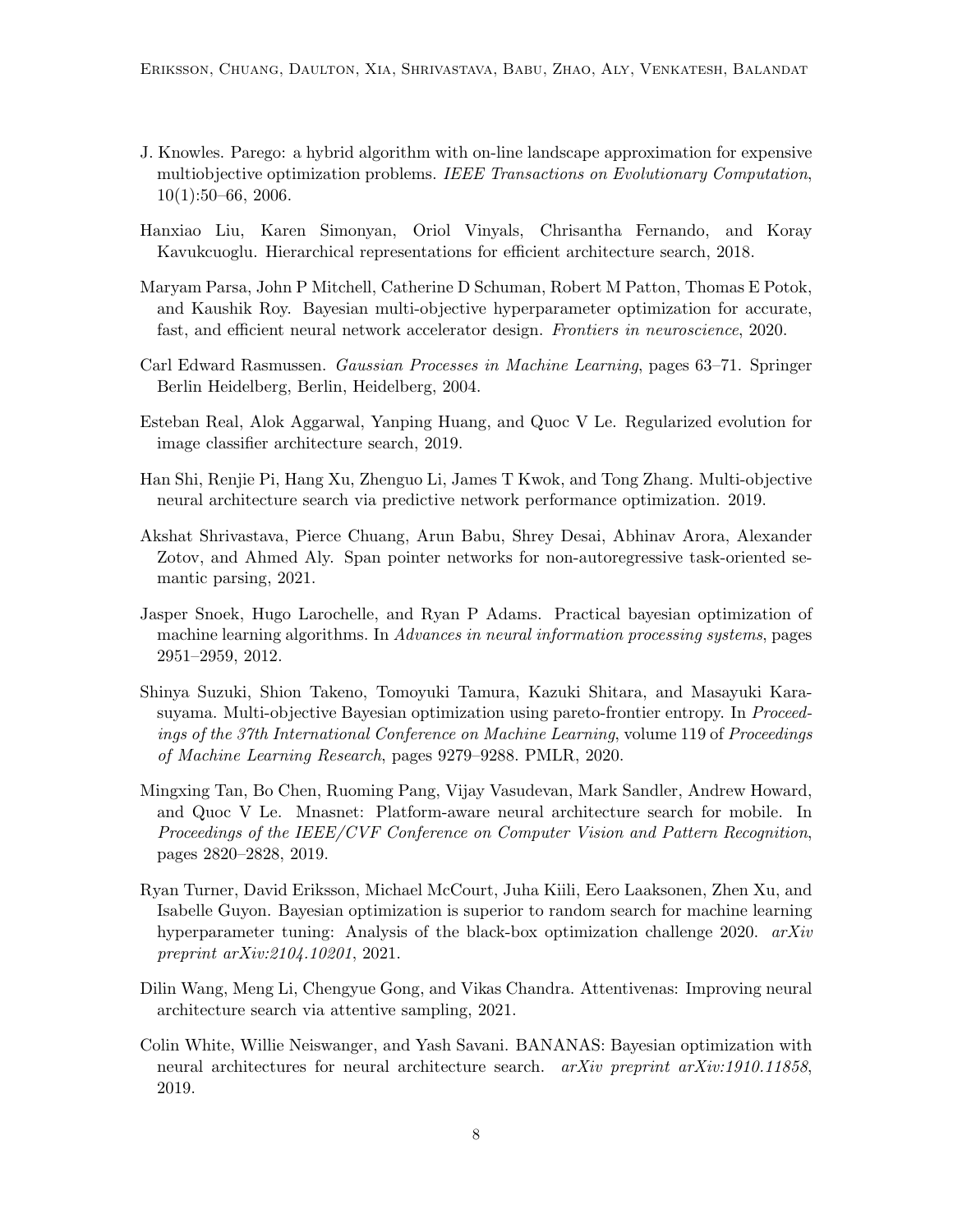J. Knowles. Parego: a hybrid algorithm with on-line landscape approximation for expensive multiobjective optimization problems. *IEEE Transactions on Evolutionary Computation*, 10(1):50–66, 2006.

Hanxiao Liu, Karen Simonyan, Oriol Vinyals, Chrisantha Fernando, and Koray Kavukcuoglu. Hierarchical representations for efficient architecture search, 2018.

Maryam Parsa, John P Mitchell, Catherine D Schuman, Robert M Patton, Thomas E Potok, and Kaushik Roy. Bayesian multi-objective hyperparameter optimization for accurate, fast, and efficient neural network accelerator design. *Frontiers in neuroscience*, 2020.

Carl Edward Rasmussen. *Gaussian Processes in Machine Learning*, pages 63–71. Springer Berlin Heidelberg, Berlin, Heidelberg, 2004.

Esteban Real, Alok Aggarwal, Yanping Huang, and Quoc V Le. Regularized evolution for image classifier architecture search, 2019.

Han Shi, Renjie Pi, Hang Xu, Zhenguo Li, James T Kwok, and Tong Zhang. Multi-objective neural architecture search via predictive network performance optimization. 2019.

Akshat Shrivastava, Pierce Chuang, Arun Babu, Shrey Desai, Abhinav Arora, Alexander Zotov, and Ahmed Aly. Span pointer networks for non-autoregressive task-oriented semantic parsing, 2021.

Jasper Snoek, Hugo Larochelle, and Ryan P Adams. Practical bayesian optimization of machine learning algorithms. In *Advances in neural information processing systems*, pages 2951–2959, 2012.

Shinya Suzuki, Shion Takeno, Tomoyuki Tamura, Kazuki Shitara, and Masayuki Karasuyama. Multi-objective Bayesian optimization using pareto-frontier entropy. In *Proceedings of the 37th International Conference on Machine Learning*, volume 119 of *Proceedings of Machine Learning Research*, pages 9279–9288. PMLR, 2020.

Mingxing Tan, Bo Chen, Ruoming Pang, Vijay Vasudevan, Mark Sandler, Andrew Howard, and Quoc V Le. Mnasnet: Platform-aware neural architecture search for mobile. In *Proceedings of the IEEE/CVF Conference on Computer Vision and Pattern Recognition*, pages 2820–2828, 2019.

Ryan Turner, David Eriksson, Michael McCourt, Juha Kiili, Eero Laaksonen, Zhen Xu, and Isabelle Guyon. Bayesian optimization is superior to random search for machine learning hyperparameter tuning: Analysis of the black-box optimization challenge 2020. *arXiv preprint arXiv:2104.10201*, 2021.

Dilin Wang, Meng Li, Chengyue Gong, and Vikas Chandra. Attentivenas: Improving neural architecture search via attentive sampling, 2021.

Colin White, Willie Neiswanger, and Yash Savani. BANANAS: Bayesian optimization with neural architectures for neural architecture search. *arXiv preprint arXiv:1910.11858*, 2019.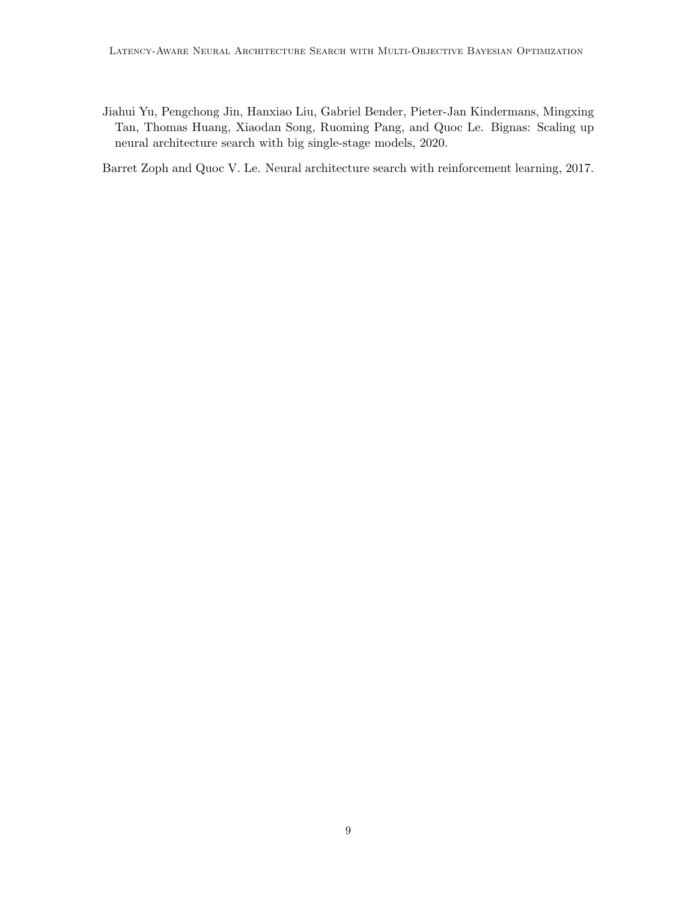Jiahui Yu, Pengchong Jin, Hanxiao Liu, Gabriel Bender, Pieter-Jan Kindermans, Mingxing Tan, Thomas Huang, Xiaodan Song, Ruoming Pang, and Quoc Le. Bignas: Scaling up neural architecture search with big single-stage models, 2020.

Barret Zoph and Quoc V. Le. Neural architecture search with reinforcement learning, 2017.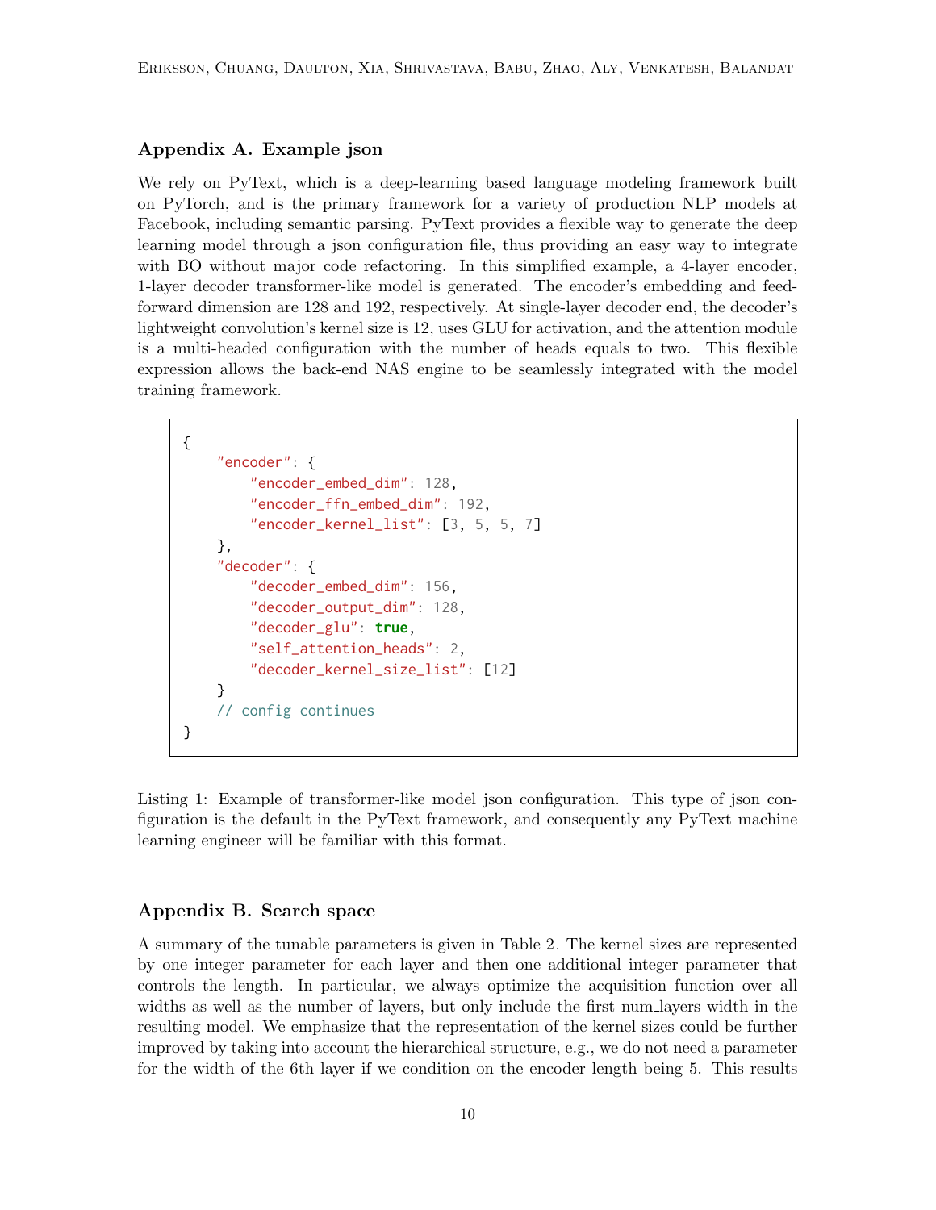## Appendix A. Example json

We rely on PyText, which is a deep-learning based language modeling framework built on PyTorch, and is the primary framework for a variety of production NLP models at Facebook, including semantic parsing. PyText provides a flexible way to generate the deep learning model through a json configuration file, thus providing an easy way to integrate with BO without major code refactoring. In this simplified example, a 4-layer encoder, 1-layer decoder transformer-like model is generated. The encoder's embedding and feed-forward dimension are 128 and 192, respectively. At single-layer decoder end, the decoder's lightweight convolution's kernel size is 12, uses GLU for activation, and the attention module is a multi-headed configuration with the number of heads equals to two. This flexible expression allows the back-end NAS engine to be seamlessly integrated with the model training framework.

```
{
    "encoder": {
        "encoder_embed_dim": 128,
        "encoder_ffn_embed_dim": 192,
        "encoder_kernel_list": [3, 5, 5, 7]
    },
    "decoder": {
        "decoder_embed_dim": 156,
        "decoder_output_dim": 128,
        "decoder_glu": true,
        "self_attention_heads": 2,
        "decoder_kernel_size_list": [12]
    }
    // config continues
}
```

Listing 1: Example of transformer-like model json configuration. This type of json configuration is the default in the PyText framework, and consequently any PyText machine learning engineer will be familiar with this format.

## Appendix B. Search space

A summary of the tunable parameters is given in Table 2. The kernel sizes are represented by one integer parameter for each layer and then one additional integer parameter that controls the length. In particular, we always optimize the acquisition function over all widths as well as the number of layers, but only include the first num_layers width in the resulting model. We emphasize that the representation of the kernel sizes could be further improved by taking into account the hierarchical structure, e.g., we do not need a parameter for the width of the 6th layer if we condition on the encoder length being 5. This results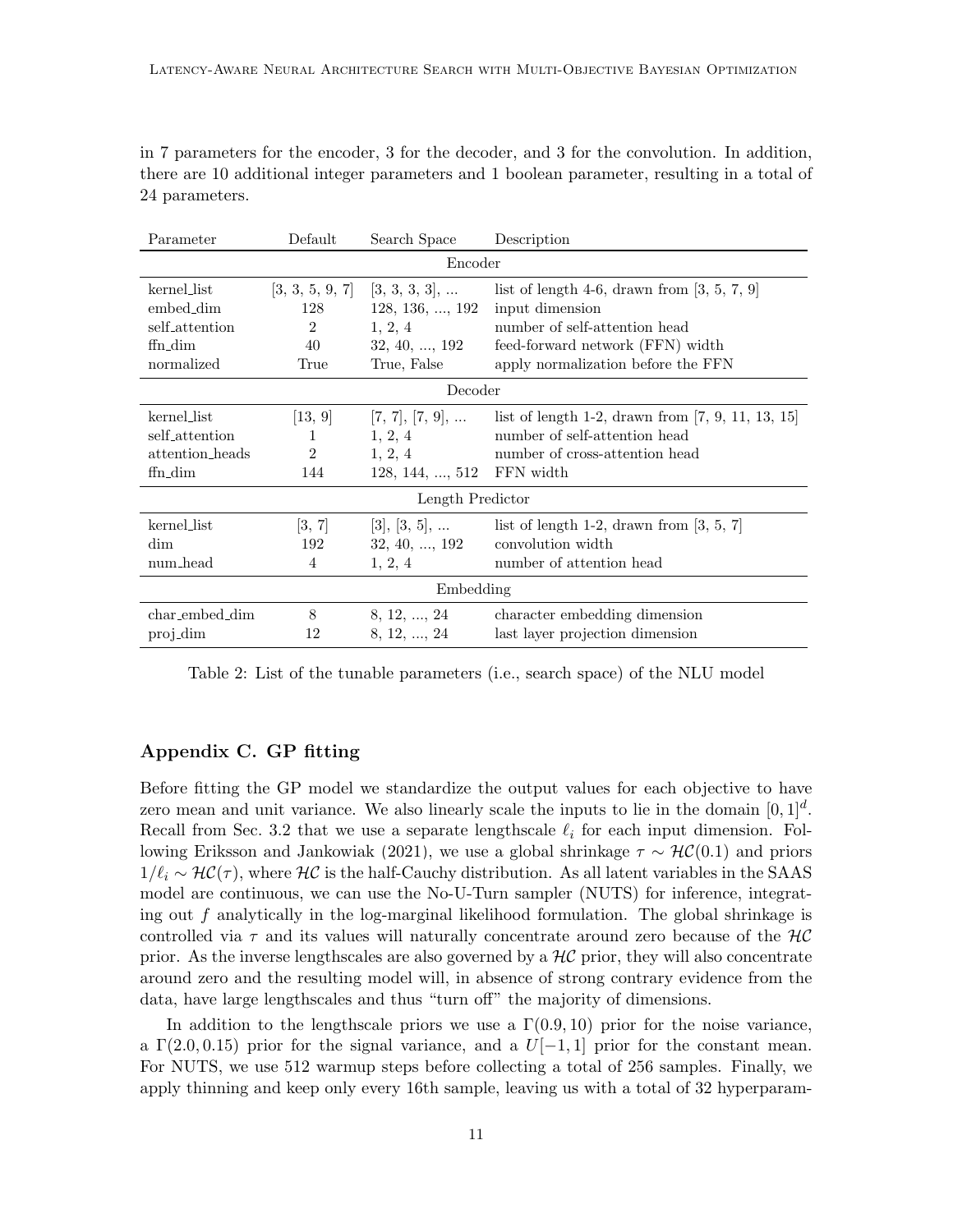in 7 parameters for the encoder, 3 for the decoder, and 3 for the convolution. In addition, there are 10 additional integer parameters and 1 boolean parameter, resulting in a total of 24 parameters.

| Parameter | Default | Search Space | Description |
|---|---|---|---|
| | | Encoder | |
| kernel_list | [3, 3, 5, 9, 7] | [3, 3, 3, 3], ... | list of length 4-6, drawn from [3, 5, 7, 9] |
| embed_dim | 128 | 128, 136, ..., 192 | input dimension |
| self_attention | 2 | 1, 2, 4 | number of self-attention head |
| ffn_dim | 40 | 32, 40, ..., 192 | feed-forward network (FFN) width |
| normalized | True | True, False | apply normalization before the FFN |
| | | Decoder | |
| kernel_list | [13, 9] | [7, 7], [7, 9], ... | list of length 1-2, drawn from [7, 9, 11, 13, 15] |
| self_attention | 1 | 1, 2, 4 | number of self-attention head |
| attention_heads | 2 | 1, 2, 4 | number of cross-attention head |
| ffn_dim | 144 | 128, 144, ..., 512 | FFN width |
| | | Length Predictor | |
| kernel_list | [3, 7] | [3], [3, 5], ... | list of length 1-2, drawn from [3, 5, 7] |
| dim | 192 | 32, 40, ..., 192 | convolution width |
| num_head | 4 | 1, 2, 4 | number of attention head |
| | | Embedding | |
| char_embed_dim | 8 | 8, 12, ..., 24 | character embedding dimension |
| proj_dim | 12 | 8, 12, ..., 24 | last layer projection dimension |

Table 2: List of the tunable parameters (i.e., search space) of the NLU model

## Appendix C. GP fitting

Before fitting the GP model we standardize the output values for each objective to have zero mean and unit variance. We also linearly scale the inputs to lie in the domain $[0, 1]^d$. Recall from Sec. 3.2 that we use a separate lengthscale $\ell_i$ for each input dimension. Following Eriksson and Jankowiak (2021), we use a global shrinkage $\tau \sim \mathcal{HC}(0.1)$ and priors $1/\ell_i \sim \mathcal{HC}(\tau)$, where $\mathcal{HC}$ is the half-Cauchy distribution. As all latent variables in the SAAS model are continuous, we can use the No-U-Turn sampler (NUTS) for inference, integrating out $f$ analytically in the log-marginal likelihood formulation. The global shrinkage is controlled via $\tau$ and its values will naturally concentrate around zero because of the $\mathcal{HC}$ prior. As the inverse lengthscales are also governed by a $\mathcal{HC}$ prior, they will also concentrate around zero and the resulting model will, in absence of strong contrary evidence from the data, have large lengthscales and thus "turn off" the majority of dimensions.

In addition to the lengthscale priors we use a $\Gamma(0.9, 10)$ prior for the noise variance, a $\Gamma(2.0, 0.15)$ prior for the signal variance, and a $U[-1, 1]$ prior for the constant mean. For NUTS, we use 512 warmup steps before collecting a total of 256 samples. Finally, we apply thinning and keep only every 16th sample, leaving us with a total of 32 hyperparam-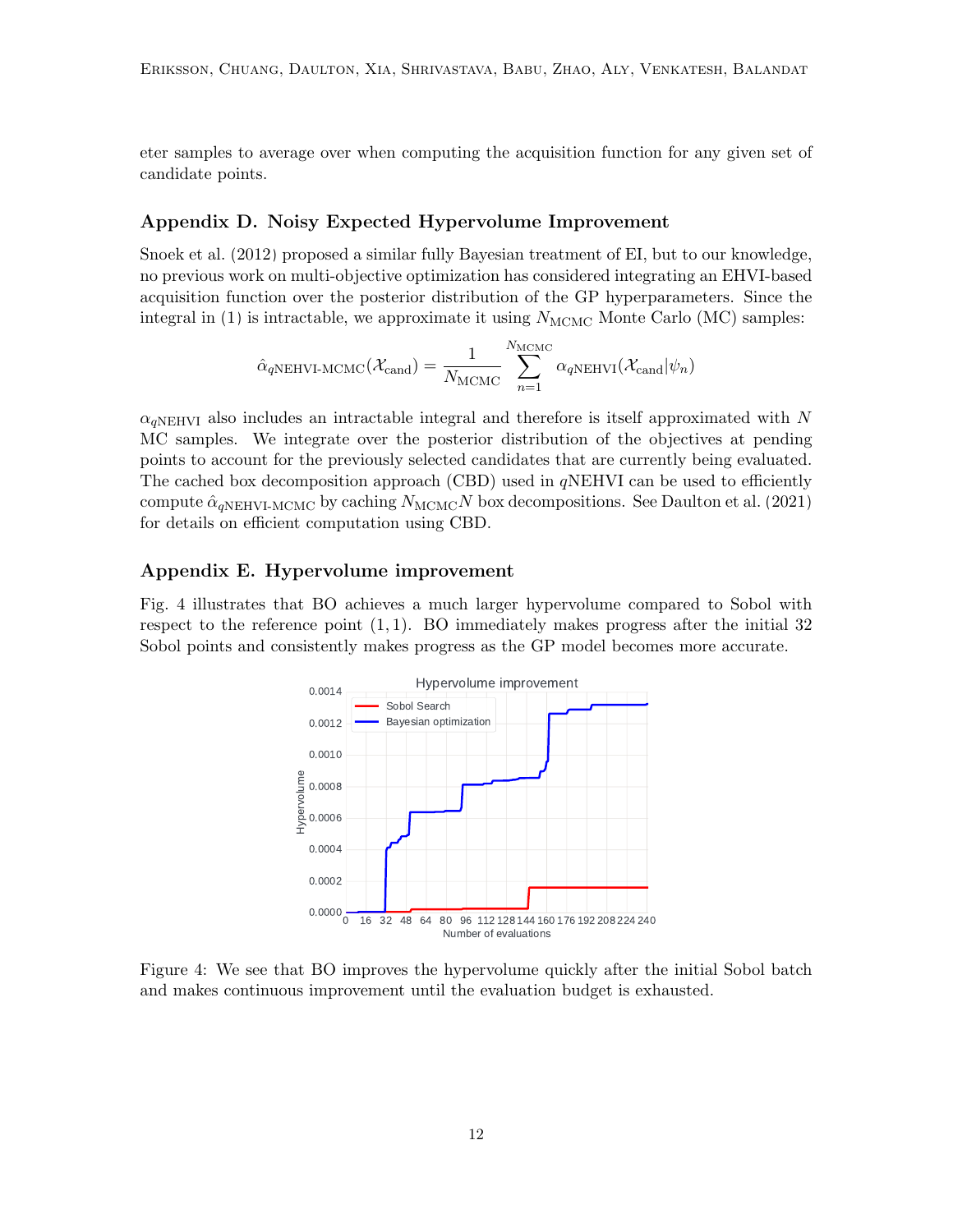eter samples to average over when computing the acquisition function for any given set of candidate points.

## Appendix D. Noisy Expected Hypervolume Improvement

Snoek et al. (2012) proposed a similar fully Bayesian treatment of EI, but to our knowledge, no previous work on multi-objective optimization has considered integrating an EHVI-based acquisition function over the posterior distribution of the GP hyperparameters. Since the integral in (1) is intractable, we approximate it using $N_{\text{MCMC}}$ Monte Carlo (MC) samples:

$$\hat{\alpha}_{q\text{NEHVI-MCMC}}(\mathcal{X}_{\text{cand}}) = \frac{1}{N_{\text{MCMC}}} \sum_{n=1}^{N_{\text{MCMC}}} \alpha_{q\text{NEHVI}}(\mathcal{X}_{\text{cand}}|\psi_n)$$

$\alpha_{q\text{NEHVI}}$ also includes an intractable integral and therefore is itself approximated with $N$ MC samples. We integrate over the posterior distribution of the objectives at pending points to account for the previously selected candidates that are currently being evaluated. The cached box decomposition approach (CBD) used in $q$NEHVI can be used to efficiently compute $\hat{\alpha}_{q\text{NEHVI-MCMC}}$ by caching $N_{\text{MCMC}}N$ box decompositions. See Daulton et al. (2021) for details on efficient computation using CBD.

## Appendix E. Hypervolume improvement

Fig. 4 illustrates that BO achieves a much larger hypervolume compared to Sobol with respect to the reference point $(1, 1)$. BO immediately makes progress after the initial 32 Sobol points and consistently makes progress as the GP model becomes more accurate.

Hypervolume improvement

Sobol Search
Bayesian optimization

Hypervolume
0.0000
0.0002
0.0004
0.0006
0.0008
0.0010
0.0012
0.0014

Number of evaluations
0 16 32 48 64 80 96 112 128 144 160 176 192 208 224 240

Figure 4: We see that BO improves the hypervolume quickly after the initial Sobol batch and makes continuous improvement until the evaluation budget is exhausted.